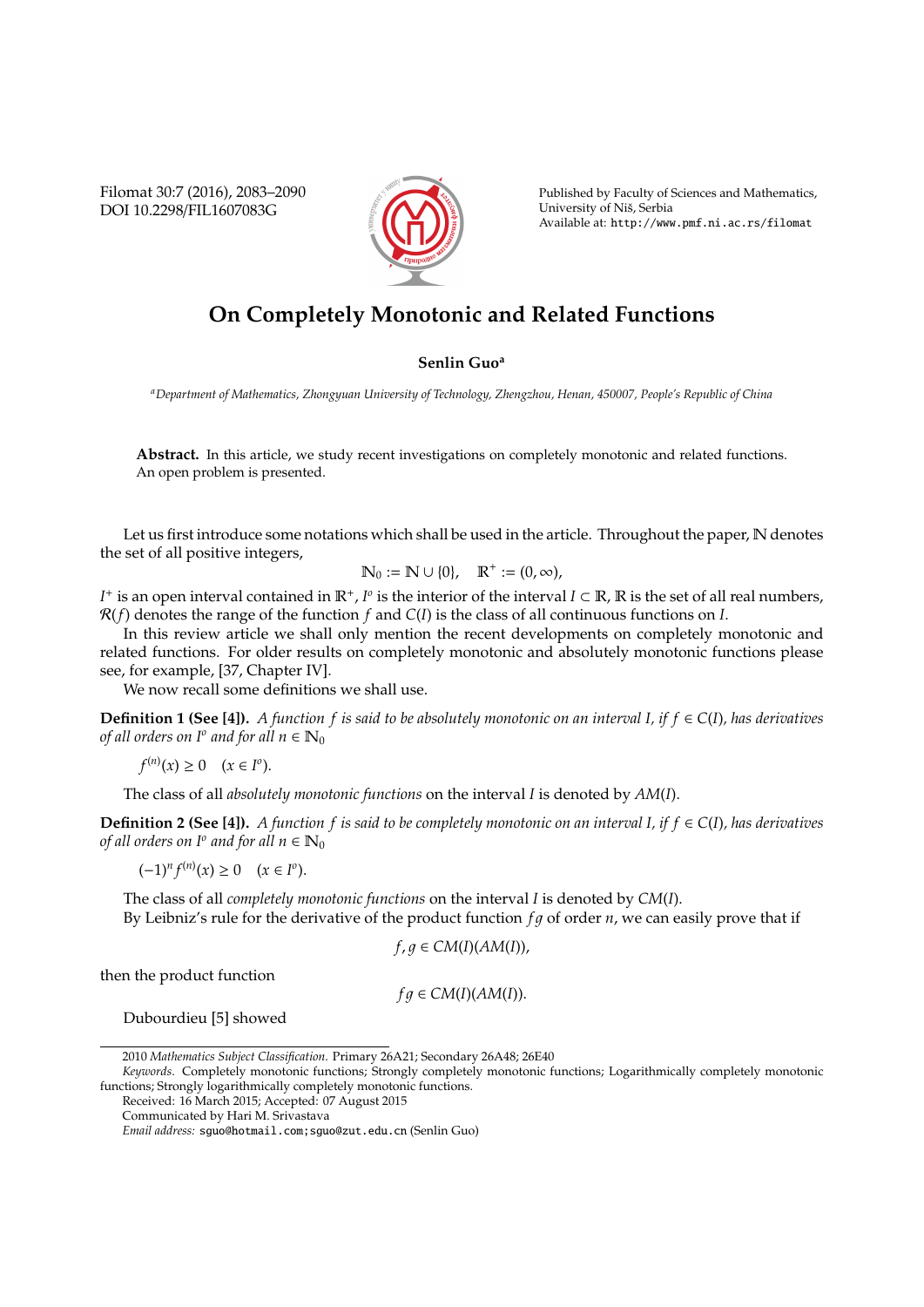# On Completely Monotonic and Related Functions

**Senlin Guo**[a]

[a]*Department of Mathematics, Zhongyuan University of Technology, Zhengzhou, Henan, 450007, People's Republic of China*

**Abstract.** In this article, we study recent investigations on completely monotonic and related functions. An open problem is presented.

Let us first introduce some notations which shall be used in the article. Throughout the paper, $\mathbb{N}$ denotes the set of all positive integers,

$$\mathbb{N}_0 := \mathbb{N} \cup \{0\}, \quad \mathbb{R}^+ := (0, \infty),$$

$I^+$ is an open interval contained in $\mathbb{R}^+$, $I^o$ is the interior of the interval $I \subset \mathbb{R}$, $\mathbb{R}$ is the set of all real numbers, $\mathcal{R}(f)$ denotes the range of the function $f$ and $C(I)$ is the class of all continuous functions on $I$.

In this review article we shall only mention the recent developments on completely monotonic and related functions. For older results on completely monotonic and absolutely monotonic functions please see, for example, [37, Chapter IV].

We now recall some definitions we shall use.

**Definition 1 (See [4]).** *A function $f$ is said to be absolutely monotonic on an interval $I$, if $f \in C(I)$, has derivatives of all orders on $I^o$ and for all $n \in \mathbb{N}_0$*

$$f^{(n)}(x) \geq 0 \quad (x \in I^o).$$

The class of all *absolutely monotonic functions* on the interval $I$ is denoted by $AM(I)$.

**Definition 2 (See [4]).** *A function $f$ is said to be completely monotonic on an interval $I$, if $f \in C(I)$, has derivatives of all orders on $I^o$ and for all $n \in \mathbb{N}_0$*

$$(-1)^n f^{(n)}(x) \geq 0 \quad (x \in I^o).$$

The class of all *completely monotonic functions* on the interval $I$ is denoted by $CM(I)$.

By Leibniz's rule for the derivative of the product function $fg$ of order $n$, we can easily prove that if

$$f, g \in CM(I)(AM(I)),$$

then the product function

$$fg \in CM(I)(AM(I)).$$

Dubourdieu [5] showed

2010 *Mathematics Subject Classification.* Primary 26A21; Secondary 26A48; 26E40

*Keywords.* Completely monotonic functions; Strongly completely monotonic functions; Logarithmically completely monotonic functions; Strongly logarithmically completely monotonic functions.

Received: 16 March 2015; Accepted: 07 August 2015

Communicated by Hari M. Srivastava

*Email address:* sguo@hotmail.com; sguo@zut.edu.cn (Senlin Guo)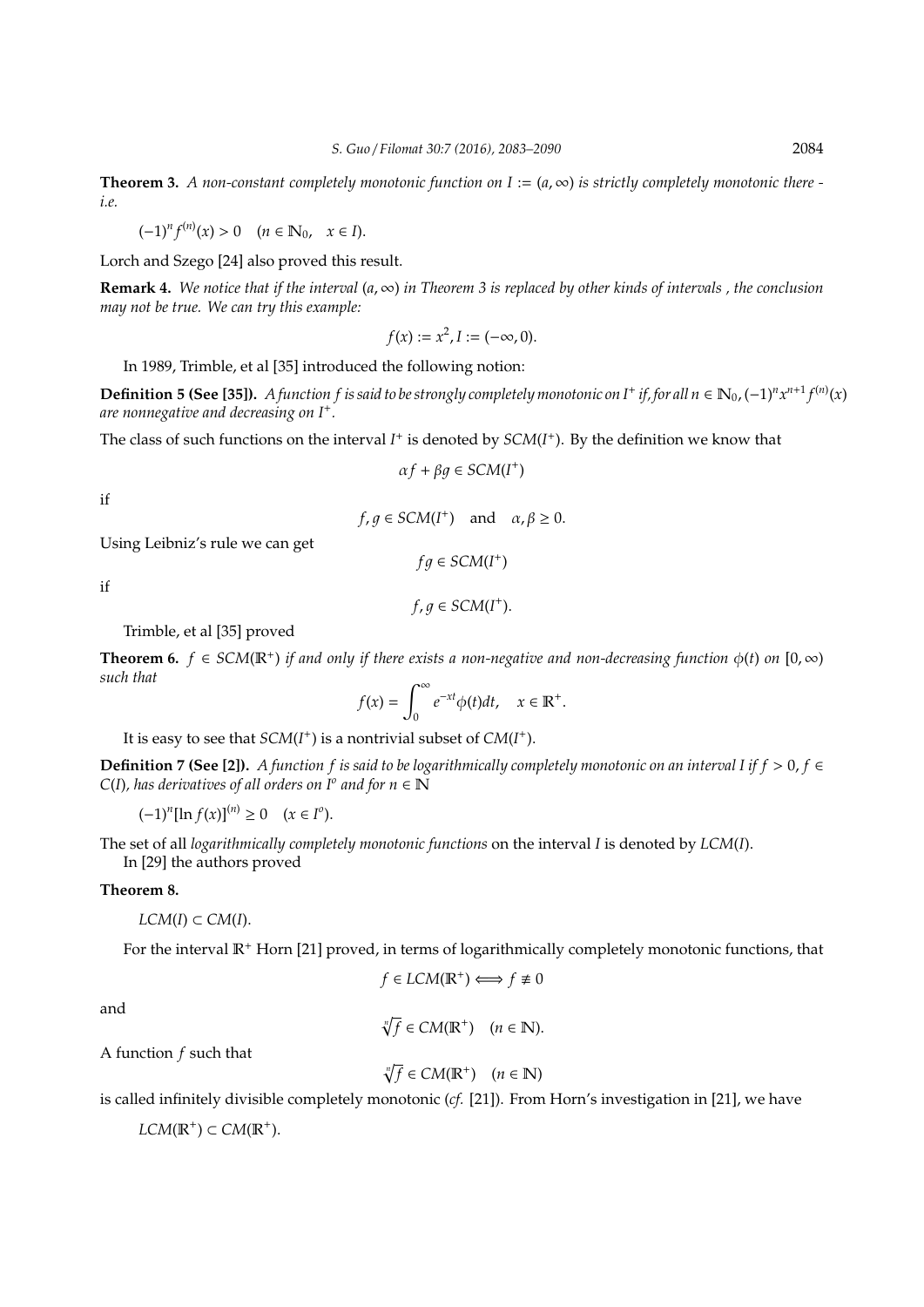**Theorem 3.** *A non-constant completely monotonic function on $I := (a, \infty)$ is strictly completely monotonic there - i.e.*

$$(-1)^n f^{(n)}(x) > 0 \quad (n \in \mathbb{N}_0, \quad x \in I).$$

Lorch and Szego [24] also proved this result.

**Remark 4.** *We notice that if the interval $(a, \infty)$ in Theorem 3 is replaced by other kinds of intervals , the conclusion may not be true. We can try this example:*

$$f(x) := x^2, I := (-\infty, 0).$$

In 1989, Trimble, et al [35] introduced the following notion:

**Definition 5 (See [35]).** *A function $f$ is said to be strongly completely monotonic on $I^+$ if, for all $n \in \mathbb{N}_0$, $(-1)^n x^{n+1} f^{(n)}(x)$ are nonnegative and decreasing on $I^+$.*

The class of such functions on the interval $I^+$ is denoted by $SCM(I^+)$. By the definition we know that

$$\alpha f + \beta g \in SCM(I^+)$$

if

$$f, g \in SCM(I^+) \quad \text{and} \quad \alpha, \beta \geq 0.$$

Using Leibniz's rule we can get

$$fg \in SCM(I^+)$$

if

$$f, g \in SCM(I^+).$$

Trimble, et al [35] proved

**Theorem 6.** *$f \in SCM(\mathbb{R}^+)$ if and only if there exists a non-negative and non-decreasing function $\phi(t)$ on $[0, \infty)$ such that*

$$f(x) = \int_0^\infty e^{-xt}\phi(t)dt, \quad x \in \mathbb{R}^+.$$

It is easy to see that $SCM(I^+)$ is a nontrivial subset of $CM(I^+)$.

**Definition 7 (See [2]).** *A function $f$ is said to be logarithmically completely monotonic on an interval $I$ if $f > 0$, $f \in C(I)$, has derivatives of all orders on $I^o$ and for $n \in \mathbb{N}$*

$$(-1)^n [\ln f(x)]^{(n)} \geq 0 \quad (x \in I^o).$$

The set of all *logarithmically completely monotonic functions* on the interval $I$ is denoted by $LCM(I)$.

In [29] the authors proved

**Theorem 8.**

$$LCM(I) \subset CM(I).$$

For the interval $\mathbb{R}^+$ Horn [21] proved, in terms of logarithmically completely monotonic functions, that

$$f \in LCM(\mathbb{R}^+) \Longleftrightarrow f \not\equiv 0$$

and

$$\sqrt[n]{f} \in CM(\mathbb{R}^+) \quad (n \in \mathbb{N}).$$

A function $f$ such that

$$\sqrt[n]{f} \in CM(\mathbb{R}^+) \quad (n \in \mathbb{N})$$

is called infinitely divisible completely monotonic (*cf.* [21]). From Horn's investigation in [21], we have

$$LCM(\mathbb{R}^+) \subset CM(\mathbb{R}^+).$$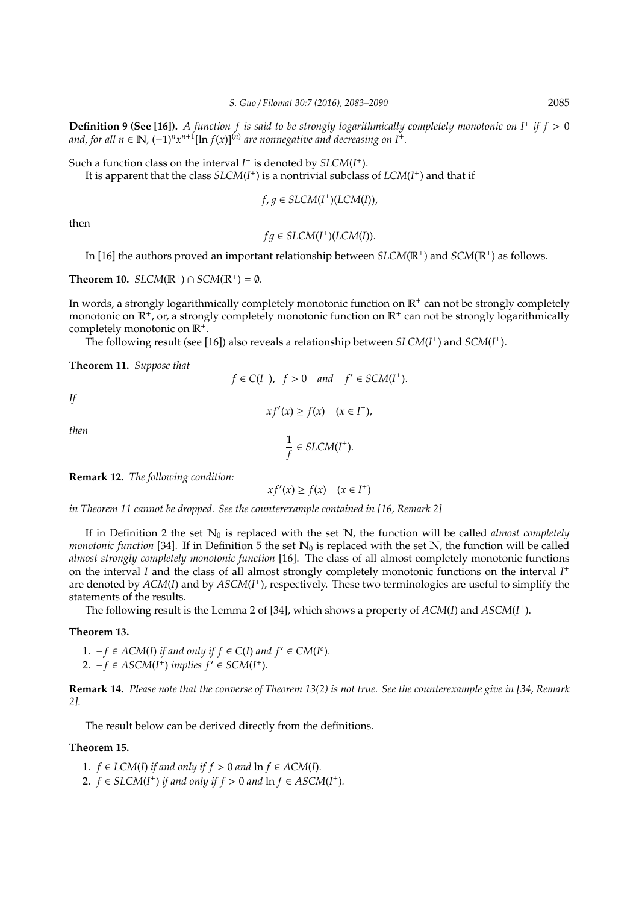**Definition 9 (See [16]).** *A function $f$ is said to be strongly logarithmically completely monotonic on $I^+$ if $f > 0$ and, for all $n \in \mathbb{N}$, $(-1)^n x^{n+1}[\ln f(x)]^{(n)}$ are nonnegative and decreasing on $I^+$.*

Such a function class on the interval $I^+$ is denoted by $SLCM(I^+)$.

It is apparent that the class $SLCM(I^+)$ is a nontrivial subclass of $LCM(I^+)$ and that if

$$f, g \in SLCM(I^+)(LCM(I)),$$

then

$$fg \in SLCM(I^+)(LCM(I)).$$

In [16] the authors proved an important relationship between $SLCM(\mathbb{R}^+)$ and $SCM(\mathbb{R}^+)$ as follows.

**Theorem 10.** *$SLCM(\mathbb{R}^+) \cap SCM(\mathbb{R}^+) = \emptyset$.*

In words, a strongly logarithmically completely monotonic function on $\mathbb{R}^+$ can not be strongly completely monotonic on $\mathbb{R}^+$, or, a strongly completely monotonic function on $\mathbb{R}^+$ can not be strongly logarithmically completely monotonic on $\mathbb{R}^+$.

The following result (see [16]) also reveals a relationship between $SLCM(I^+)$ and $SCM(I^+)$.

**Theorem 11.** *Suppose that*

$$f \in C(I^+), \quad f > 0 \quad \text{and} \quad f' \in SCM(I^+).$$

*If*

$$xf'(x) \geq f(x) \quad (x \in I^+),$$

*then*

$$\frac{1}{f} \in SLCM(I^+).$$

**Remark 12.** *The following condition:*

$$xf'(x) \geq f(x) \quad (x \in I^+)$$

*in Theorem 11 cannot be dropped. See the counterexample contained in [16, Remark 2]*

If in Definition 2 the set $\mathbb{N}_0$ is replaced with the set $\mathbb{N}$, the function will be called *almost completely monotonic function* [34]. If in Definition 5 the set $\mathbb{N}_0$ is replaced with the set $\mathbb{N}$, the function will be called *almost strongly completely monotonic function* [16]. The class of all almost completely monotonic functions on the interval $I$ and the class of all almost strongly completely monotonic functions on the interval $I^+$ are denoted by $ACM(I)$ and by $ASCM(I^+)$, respectively. These two terminologies are useful to simplify the statements of the results.

The following result is the Lemma 2 of [34], which shows a property of $ACM(I)$ and $ASCM(I^+)$.

**Theorem 13.**

1. *$-f \in ACM(I)$ if and only if $f \in C(I)$ and $f' \in CM(I^o)$.*
2. *$-f \in ASCM(I^+)$ implies $f' \in SCM(I^+)$.*

**Remark 14.** *Please note that the converse of Theorem 13(2) is not true. See the counterexample give in [34, Remark 2].*

The result below can be derived directly from the definitions.

**Theorem 15.**

1. *$f \in LCM(I)$ if and only if $f > 0$ and $\ln f \in ACM(I)$.*
2. *$f \in SLCM(I^+)$ if and only if $f > 0$ and $\ln f \in ASCM(I^+)$.*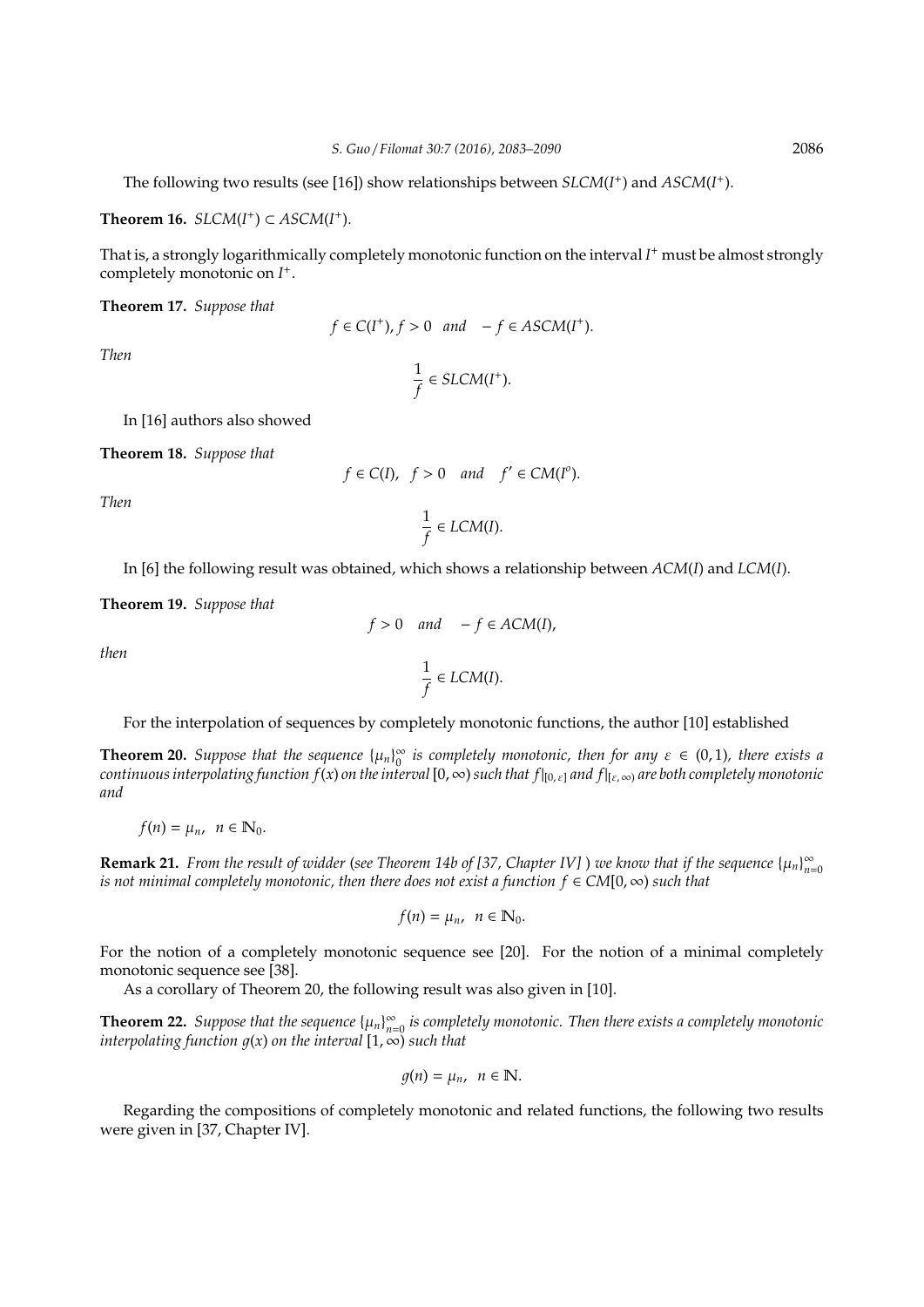The following two results (see [16]) show relationships between $SLCM(I^+)$ and $ASCM(I^+)$.

**Theorem 16.** *$SLCM(I^+) \subset ASCM(I^+)$.*

That is, a strongly logarithmically completely monotonic function on the interval $I^+$ must be almost strongly completely monotonic on $I^+$.

**Theorem 17.** *Suppose that*

$$f \in C(I^+), f > 0 \quad and \quad -f \in ASCM(I^+).$$

*Then*

$$\frac{1}{f} \in SLCM(I^+).$$

In [16] authors also showed

**Theorem 18.** *Suppose that*

$$f \in C(I), \quad f > 0 \quad and \quad f' \in CM(I^o).$$

*Then*

$$\frac{1}{f} \in LCM(I).$$

In [6] the following result was obtained, which shows a relationship between $ACM(I)$ and $LCM(I)$.

**Theorem 19.** *Suppose that*

$$f > 0 \quad and \quad -f \in ACM(I),$$

*then*

$$\frac{1}{f} \in LCM(I).$$

For the interpolation of sequences by completely monotonic functions, the author [10] established

**Theorem 20.** *Suppose that the sequence $\{\mu_n\}_0^\infty$ is completely monotonic, then for any $\varepsilon \in (0, 1)$, there exists a continuous interpolating function $f(x)$ on the interval $[0, \infty)$ such that $f|_{[0,\varepsilon]}$ and $f|_{[\varepsilon,\infty)}$ are both completely monotonic and*

$$f(n) = \mu_n, \quad n \in \mathbb{N}_0.$$

**Remark 21.** *From the result of widder (see Theorem 14b of [37, Chapter IV] ) we know that if the sequence $\{\mu_n\}_{n=0}^\infty$ is not minimal completely monotonic, then there does not exist a function $f \in CM[0, \infty)$ such that*

$$f(n) = \mu_n, \quad n \in \mathbb{N}_0.$$

For the notion of a completely monotonic sequence see [20]. For the notion of a minimal completely monotonic sequence see [38].

As a corollary of Theorem 20, the following result was also given in [10].

**Theorem 22.** *Suppose that the sequence $\{\mu_n\}_{n=0}^\infty$ is completely monotonic. Then there exists a completely monotonic interpolating function $g(x)$ on the interval $[1, \infty)$ such that*

$$g(n) = \mu_n, \quad n \in \mathbb{N}.$$

Regarding the compositions of completely monotonic and related functions, the following two results were given in [37, Chapter IV].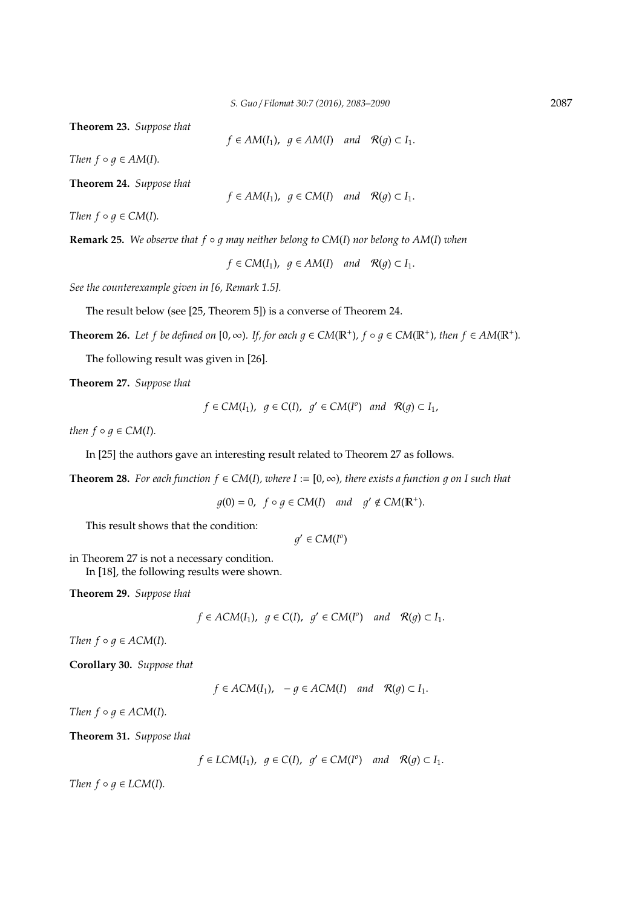**Theorem 23.** *Suppose that*

$$f \in AM(I_1), \quad g \in AM(I) \quad \text{and} \quad \mathcal{R}(g) \subset I_1.$$

*Then* $f \circ g \in AM(I)$*.*

**Theorem 24.** *Suppose that*

$$f \in AM(I_1), \quad g \in CM(I) \quad \text{and} \quad \mathcal{R}(g) \subset I_1.$$

*Then* $f \circ g \in CM(I)$*.*

**Remark 25.** *We observe that* $f \circ g$ *may neither belong to* $CM(I)$ *nor belong to* $AM(I)$ *when*

$$f \in CM(I_1), \quad g \in AM(I) \quad \text{and} \quad \mathcal{R}(g) \subset I_1.$$

*See the counterexample given in [6, Remark 1.5].*

The result below (see [25, Theorem 5]) is a converse of Theorem 24.

**Theorem 26.** *Let* $f$ *be defined on* $[0, \infty)$*. If, for each* $g \in CM(\mathbb{R}^+)$*,* $f \circ g \in CM(\mathbb{R}^+)$*, then* $f \in AM(\mathbb{R}^+)$*.*

The following result was given in [26].

**Theorem 27.** *Suppose that*

$$f \in CM(I_1), \quad g \in C(I), \quad g' \in CM(I^o) \quad \text{and} \quad \mathcal{R}(g) \subset I_1,$$

*then* $f \circ g \in CM(I)$*.*

In [25] the authors gave an interesting result related to Theorem 27 as follows.

**Theorem 28.** *For each function* $f \in CM(I)$*, where* $I := [0, \infty)$*, there exists a function* $g$ *on* $I$ *such that*

$$g(0) = 0, \quad f \circ g \in CM(I) \quad \text{and} \quad g' \notin CM(\mathbb{R}^+).$$

This result shows that the condition:

$$g' \in CM(I^o)$$

in Theorem 27 is not a necessary condition.

In [18], the following results were shown.

**Theorem 29.** *Suppose that*

$$f \in ACM(I_1), \quad g \in C(I), \quad g' \in CM(I^o) \quad \text{and} \quad \mathcal{R}(g) \subset I_1.$$

*Then* $f \circ g \in ACM(I)$*.*

**Corollary 30.** *Suppose that*

$$f \in ACM(I_1), \quad -g \in ACM(I) \quad \text{and} \quad \mathcal{R}(g) \subset I_1.$$

*Then* $f \circ g \in ACM(I)$*.*

**Theorem 31.** *Suppose that*

$$f \in LCM(I_1), \quad g \in C(I), \quad g' \in CM(I^o) \quad \text{and} \quad \mathcal{R}(g) \subset I_1.$$

*Then* $f \circ g \in LCM(I)$*.*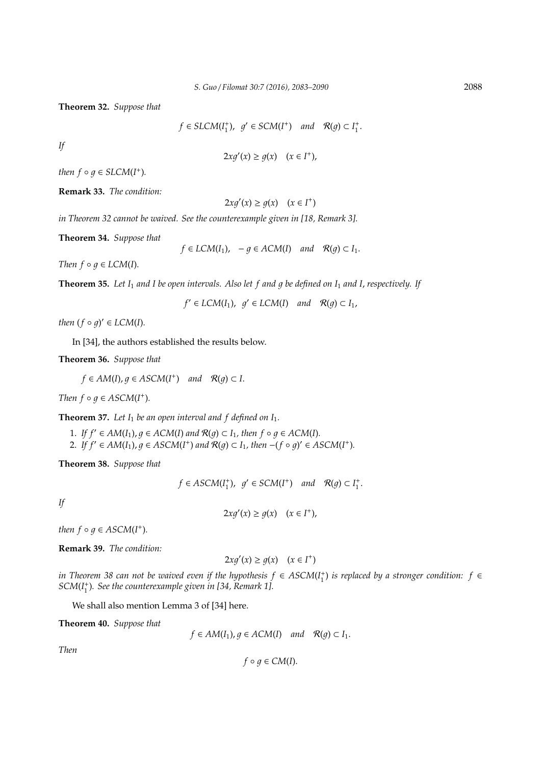**Theorem 32.** *Suppose that*

$$f \in SLCM(I_1^+), \quad g' \in SCM(I^+) \quad and \quad \mathcal{R}(g) \subset I_1^+.$$

*If*

$$2xg'(x) \geq g(x) \quad (x \in I^+),$$

*then $f \circ g \in SLCM(I^+)$.*

**Remark 33.** *The condition:*

$$2xg'(x) \geq g(x) \quad (x \in I^+)$$

*in Theorem 32 cannot be waived. See the counterexample given in [18, Remark 3].*

**Theorem 34.** *Suppose that*

$$f \in LCM(I_1), \quad -g \in ACM(I) \quad and \quad \mathcal{R}(g) \subset I_1.$$

*Then $f \circ g \in LCM(I)$.*

**Theorem 35.** *Let $I_1$ and $I$ be open intervals. Also let $f$ and $g$ be defined on $I_1$ and $I$, respectively. If*

$$f' \in LCM(I_1), \quad g' \in LCM(I) \quad and \quad \mathcal{R}(g) \subset I_1,$$

*then $(f \circ g)' \in LCM(I)$.*

In [34], the authors established the results below.

**Theorem 36.** *Suppose that*

$$f \in AM(I), g \in ASCM(I^+) \quad and \quad \mathcal{R}(g) \subset I.$$

*Then $f \circ g \in ASCM(I^+)$.*

**Theorem 37.** *Let $I_1$ be an open interval and $f$ defined on $I_1$.*

1. *If $f' \in AM(I_1), g \in ACM(I)$ and $\mathcal{R}(g) \subset I_1$, then $f \circ g \in ACM(I)$.*
2. *If $f' \in AM(I_1), g \in ASCM(I^+)$ and $\mathcal{R}(g) \subset I_1$, then $-(f \circ g)' \in ASCM(I^+)$.*

**Theorem 38.** *Suppose that*

$$f \in ASCM(I_1^+), \quad g' \in SCM(I^+) \quad and \quad \mathcal{R}(g) \subset I_1^+.$$

*If*

$$2xg'(x) \geq g(x) \quad (x \in I^+),$$

*then $f \circ g \in ASCM(I^+)$.*

**Remark 39.** *The condition:*

$$2xg'(x) \geq g(x) \quad (x \in I^+)$$

*in Theorem 38 can not be waived even if the hypothesis $f \in ASCM(I_1^+)$ is replaced by a stronger condition: $f \in SCM(I_1^+)$. See the counterexample given in [34, Remark 1].*

We shall also mention Lemma 3 of [34] here.

**Theorem 40.** *Suppose that*

$$f \in AM(I_1), g \in ACM(I) \quad and \quad \mathcal{R}(g) \subset I_1.$$

*Then*

$$f \circ g \in CM(I).$$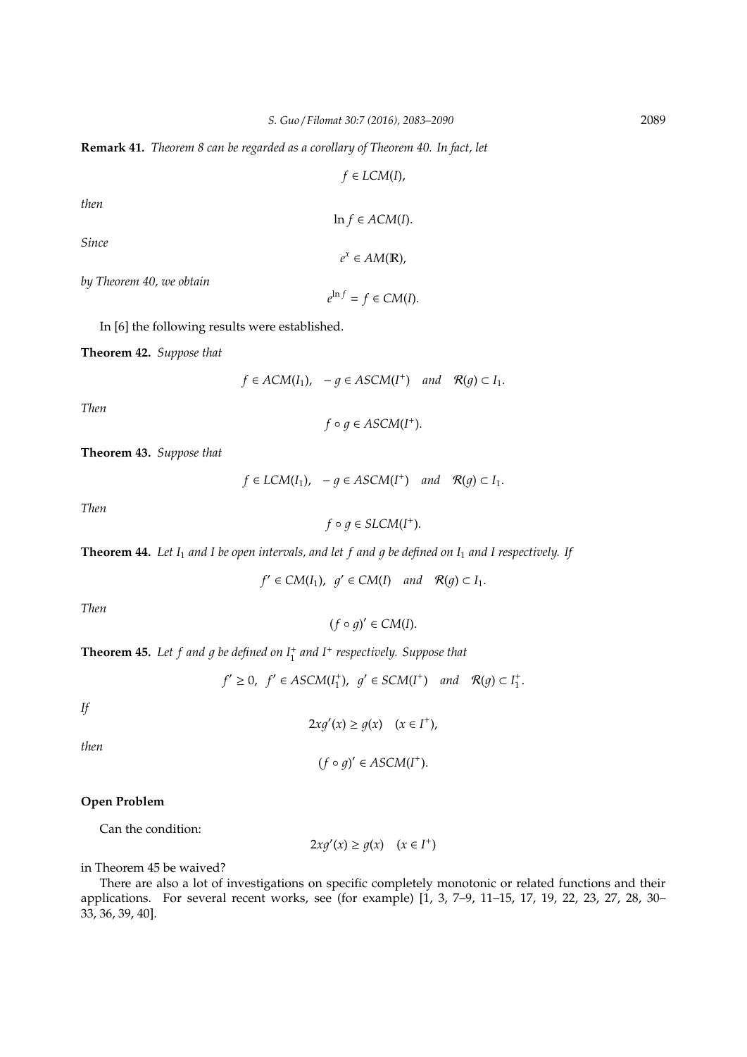**Remark 41.** *Theorem 8 can be regarded as a corollary of Theorem 40. In fact, let*

$$f \in LCM(I),$$

*then*

$$\ln f \in ACM(I).$$

*Since*

$$e^x \in AM(\mathbb{R}),$$

*by Theorem 40, we obtain*

$$e^{\ln f} = f \in CM(I).$$

In [6] the following results were established.

**Theorem 42.** *Suppose that*

$$f \in ACM(I_1), \quad -g \in ASCM(I^+) \quad \text{and} \quad \mathcal{R}(g) \subset I_1.$$

*Then*

$$f \circ g \in ASCM(I^+).$$

**Theorem 43.** *Suppose that*

$$f \in LCM(I_1), \quad -g \in ASCM(I^+) \quad \text{and} \quad \mathcal{R}(g) \subset I_1.$$

*Then*

$$f \circ g \in SLCM(I^+).$$

**Theorem 44.** *Let $I_1$ and $I$ be open intervals, and let $f$ and $g$ be defined on $I_1$ and $I$ respectively. If*

$$f' \in CM(I_1), \;\; g' \in CM(I) \quad \text{and} \quad \mathcal{R}(g) \subset I_1.$$

*Then*

$$(f \circ g)' \in CM(I).$$

**Theorem 45.** *Let $f$ and $g$ be defined on $I_1^+$ and $I^+$ respectively. Suppose that*

$$f' \geq 0, \;\; f' \in ASCM(I_1^+), \;\; g' \in SCM(I^+) \quad \text{and} \quad \mathcal{R}(g) \subset I_1^+.$$

*If*

$$2xg'(x) \geq g(x) \quad (x \in I^+),$$

*then*

$$(f \circ g)' \in ASCM(I^+).$$

**Open Problem**

Can the condition:

$$2xg'(x) \geq g(x) \quad (x \in I^+)$$

in Theorem 45 be waived?

There are also a lot of investigations on specific completely monotonic or related functions and their applications. For several recent works, see (for example) [1, 3, 7–9, 11–15, 17, 19, 22, 23, 27, 28, 30–33, 36, 39, 40].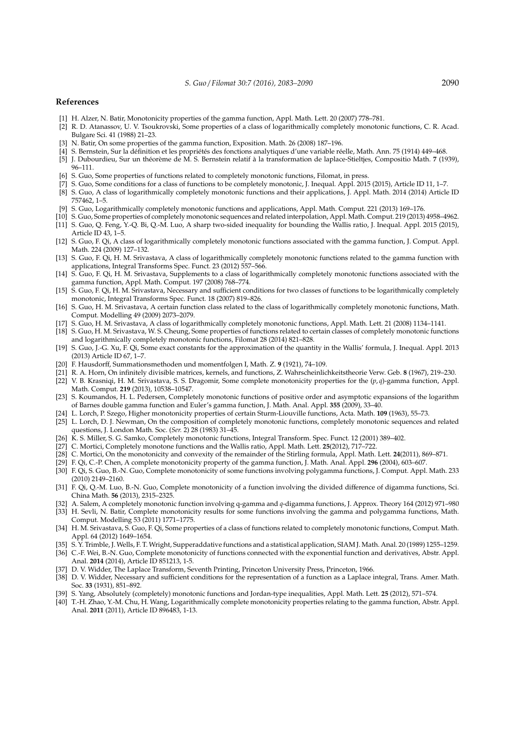## References

[1] H. Alzer, N. Batir, Monotonicity properties of the gamma function, Appl. Math. Lett. 20 (2007) 778–781.

[2] R. D. Atanassov, U. V. Tsoukrovski, Some properties of a class of logarithmically completely monotonic functions, C. R. Acad. Bulgare Sci. 41 (1988) 21–23.

[3] N. Batir, On some properties of the gamma function, Exposition. Math. 26 (2008) 187–196.

[4] S. Bernstein, Sur la définition et les propriétés des fonctions analytiques d'une variable réelle, Math. Ann. 75 (1914) 449–468.

[5] J. Dubourdieu, Sur un théorème de M. S. Bernstein relatif à la transformation de laplace-Stieltjes, Compositio Math. **7** (1939), 96–111.

[6] S. Guo, Some properties of functions related to completely monotonic functions, Filomat, in press.

[7] S. Guo, Some conditions for a class of functions to be completely monotonic, J. Inequal. Appl. 2015 (2015), Article ID 11, 1–7.

[8] S. Guo, A class of logarithmically completely monotonic functions and their applications, J. Appl. Math. 2014 (2014) Article ID 757462, 1–5.

[9] S. Guo, Logarithmically completely monotonic functions and applications, Appl. Math. Comput. 221 (2013) 169–176.

[10] S. Guo, Some properties of completely monotonic sequences and related interpolation, Appl. Math. Comput. 219 (2013) 4958–4962.

[11] S. Guo, Q. Feng, Y.-Q. Bi, Q.-M. Luo, A sharp two-sided inequality for bounding the Wallis ratio, J. Inequal. Appl. 2015 (2015), Article ID 43, 1–5.

[12] S. Guo, F. Qi, A class of logarithmically completely monotonic functions associated with the gamma function, J. Comput. Appl. Math. 224 (2009) 127–132.

[13] S. Guo, F. Qi, H. M. Srivastava, A class of logarithmically completely monotonic functions related to the gamma function with applications, Integral Transforms Spec. Funct. 23 (2012) 557–566.

[14] S. Guo, F. Qi, H. M. Srivastava, Supplements to a class of logarithmically completely monotonic functions associated with the gamma function, Appl. Math. Comput. 197 (2008) 768–774.

[15] S. Guo, F. Qi, H. M. Srivastava, Necessary and sufficient conditions for two classes of functions to be logarithmically completely monotonic, Integral Transforms Spec. Funct. 18 (2007) 819–826.

[16] S. Guo, H. M. Srivastava, A certain function class related to the class of logarithmically completely monotonic functions, Math. Comput. Modelling 49 (2009) 2073–2079.

[17] S. Guo, H. M. Srivastava, A class of logarithmically completely monotonic functions, Appl. Math. Lett. 21 (2008) 1134–1141.

[18] S. Guo, H. M. Srivastava, W. S. Cheung, Some properties of functions related to certain classes of completely monotonic functions and logarithmically completely monotonic functions, Filomat 28 (2014) 821–828.

[19] S. Guo, J.-G. Xu, F. Qi, Some exact constants for the approximation of the quantity in the Wallis' formula, J. Inequal. Appl. 2013 (2013) Article ID 67, 1–7.

[20] F. Hausdorff, Summationsmethoden und momentfolgen I, Math. Z. **9** (1921), 74–109.

[21] R. A. Horn, On infinitely divisible matrices, kernels, and functions, Z. Wahrscheinlichkeitstheorie Verw. Geb. **8** (1967), 219–230.

[22] V. B. Krasniqi, H. M. Srivastava, S. S. Dragomir, Some complete monotonicity properties for the $(p,q)$-gamma function, Appl. Math. Comput. **219** (2013), 10538–10547.

[23] S. Koumandos, H. L. Pedersen, Completely monotonic functions of positive order and asymptotic expansions of the logarithm of Barnes double gamma function and Euler's gamma function, J. Math. Anal. Appl. **355** (2009), 33–40.

[24] L. Lorch, P. Szego, Higher monotonicity properties of certain Sturm-Liouville functions, Acta. Math. **109** (1963), 55–73.

[25] L. Lorch, D. J. Newman, On the composition of completely monotonic functions, completely monotonic sequences and related questions, J. London Math. Soc. (*Ser.* 2) 28 (1983) 31–45.

[26] K. S. Miller, S. G. Samko, Completely monotonic functions, Integral Transform. Spec. Funct. 12 (2001) 389–402.

[27] C. Mortici, Completely monotone functions and the Wallis ratio, Appl. Math. Lett. **25**(2012), 717–722.

[28] C. Mortici, On the monotonicity and convexity of the remainder of the Stirling formula, Appl. Math. Lett. **24**(2011), 869–871.

[29] F. Qi, C.-P. Chen, A complete monotonicity property of the gamma function, J. Math. Anal. Appl. **296** (2004), 603–607.

[30] F. Qi, S. Guo, B.-N. Guo, Complete monotonicity of some functions involving polygamma functions, J. Comput. Appl. Math. 233 (2010) 2149–2160.

[31] F. Qi, Q.-M. Luo, B.-N. Guo, Complete monotonicity of a function involving the divided difference of digamma functions, Sci. China Math. **56** (2013), 2315–2325.

[32] A. Salem, A completely monotonic function involving q-gamma and $q$-digamma functions, J. Approx. Theory 164 (2012) 971–980

[33] H. Sevli, N. Batir, Complete monotonicity results for some functions involving the gamma and polygamma functions, Math. Comput. Modelling 53 (2011) 1771–1775.

[34] H. M. Srivastava, S. Guo, F. Qi, Some properties of a class of functions related to completely monotonic functions, Comput. Math. Appl. 64 (2012) 1649–1654.

[35] S. Y. Trimble, J. Wells, F. T. Wright, Supperaddative functions and a statistical application, SIAM J. Math. Anal. 20 (1989) 1255–1259.

[36] C.-F. Wei, B.-N. Guo, Complete monotonicity of functions connected with the exponential function and derivatives, Abstr. Appl. Anal. **2014** (2014), Article ID 851213, 1-5.

[37] D. V. Widder, The Laplace Transform, Seventh Printing, Princeton University Press, Princeton, 1966.

[38] D. V. Widder, Necessary and sufficient conditions for the representation of a function as a Laplace integral, Trans. Amer. Math. Soc. **33** (1931), 851–892.

[39] S. Yang, Absolutely (completely) monotonic functions and Jordan-type inequalities, Appl. Math. Lett. **25** (2012), 571–574.

[40] T.-H. Zhao, Y.-M. Chu, H. Wang, Logarithmically complete monotonicity properties relating to the gamma function, Abstr. Appl. Anal. **2011** (2011), Article ID 896483, 1-13.